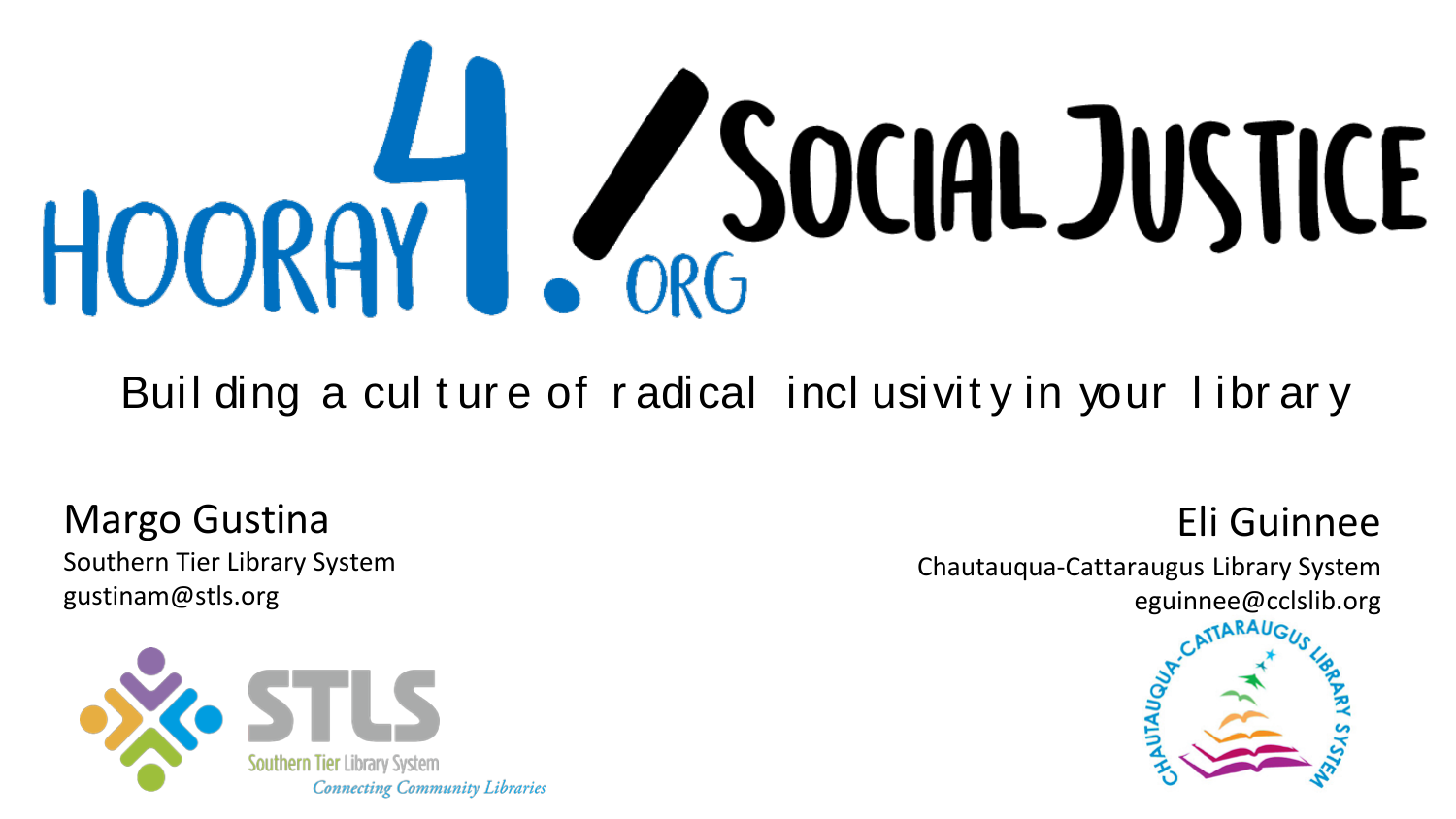# Hooray4.org/SocialJustice

Building a culture of radical inclusivity in your library

Margo Gustina
Southern Tier Library System
gustinam@stls.org

STLS
Southern Tier Library System
*Connecting Community Libraries*

Eli Guinnee
Chautauqua-Cattaraugus Library System
eguinnee@cclslib.org

Chautauqua-Cattaraugus Library System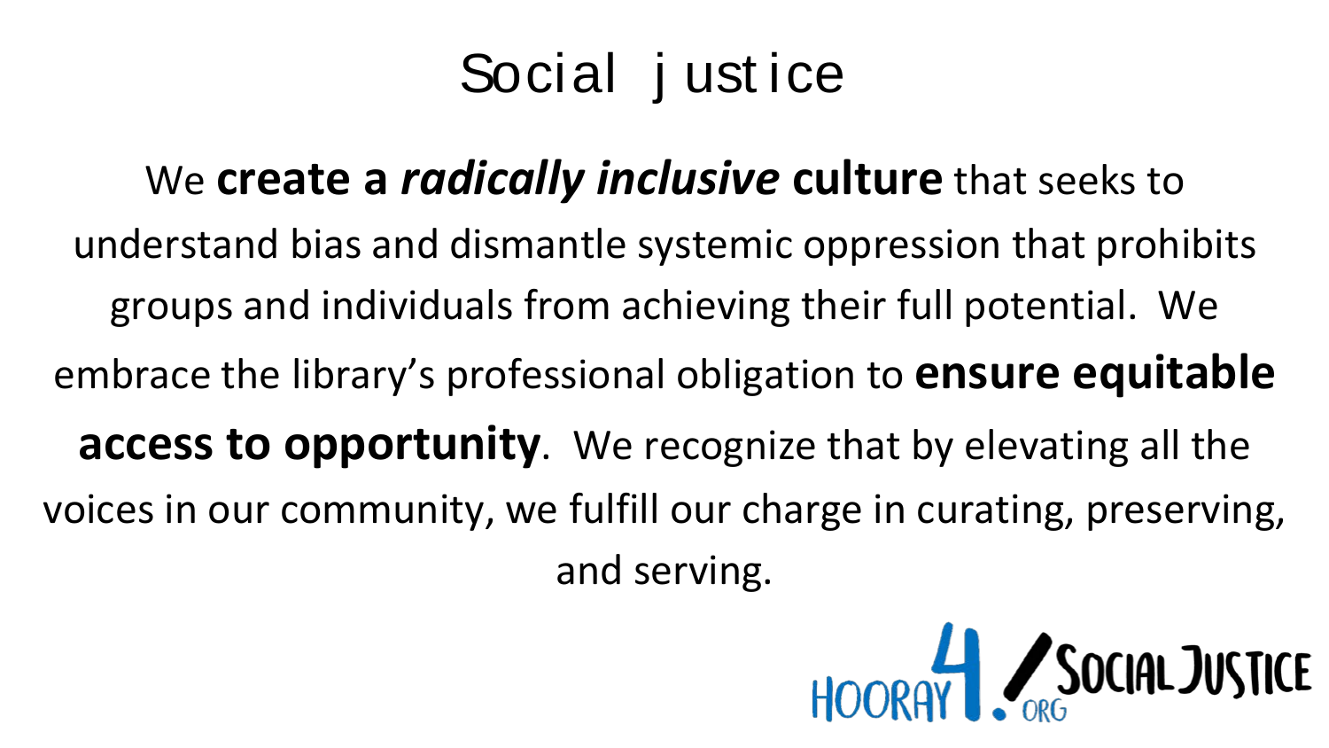# Social justice

We **create a *radically inclusive* culture** that seeks to understand bias and dismantle systemic oppression that prohibits groups and individuals from achieving their full potential. We embrace the library's professional obligation to **ensure equitable access to opportunity**. We recognize that by elevating all the voices in our community, we fulfill our charge in curating, preserving, and serving.

HOORAY4.ORG/SOCIALJUSTICE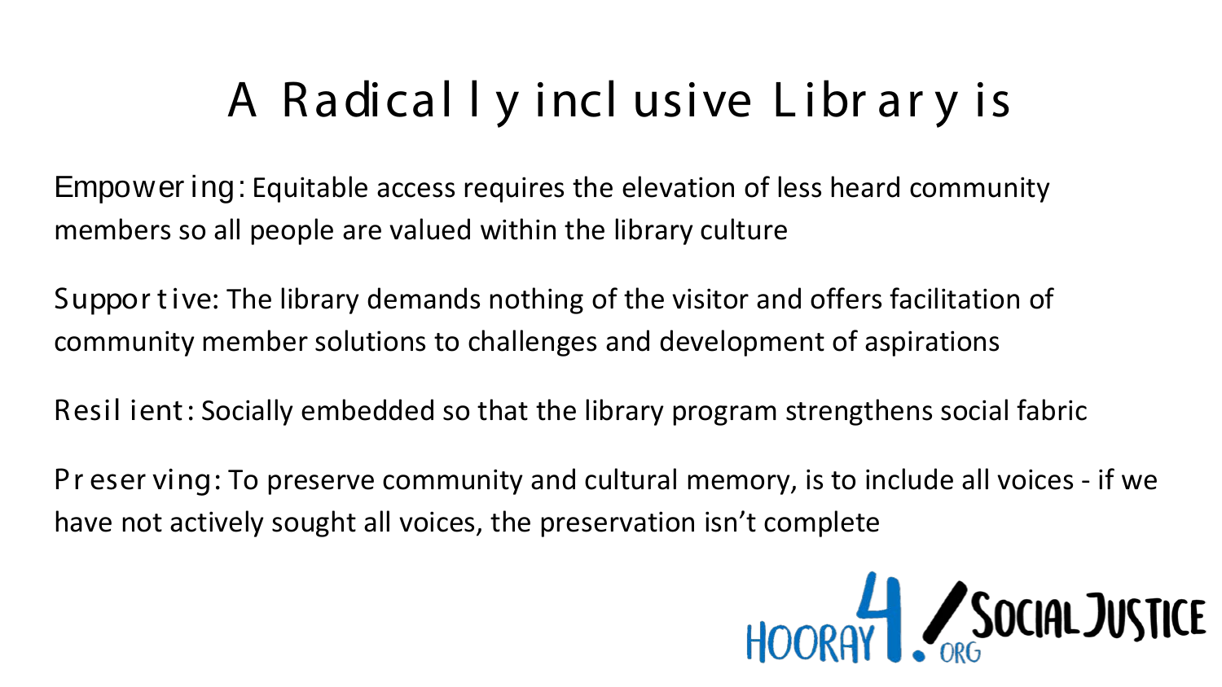# A Radically inclusive Library is

**Empowering:** Equitable access requires the elevation of less heard community members so all people are valued within the library culture

**Supportive:** The library demands nothing of the visitor and offers facilitation of community member solutions to challenges and development of aspirations

**Resilient:** Socially embedded so that the library program strengthens social fabric

**Preserving:** To preserve community and cultural memory, is to include all voices - if we have not actively sought all voices, the preservation isn't complete

HOORAY4.ORG/SOCIAL JUSTICE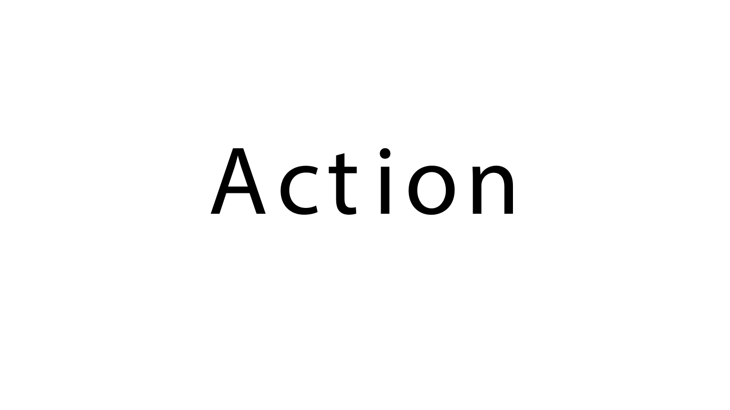# Action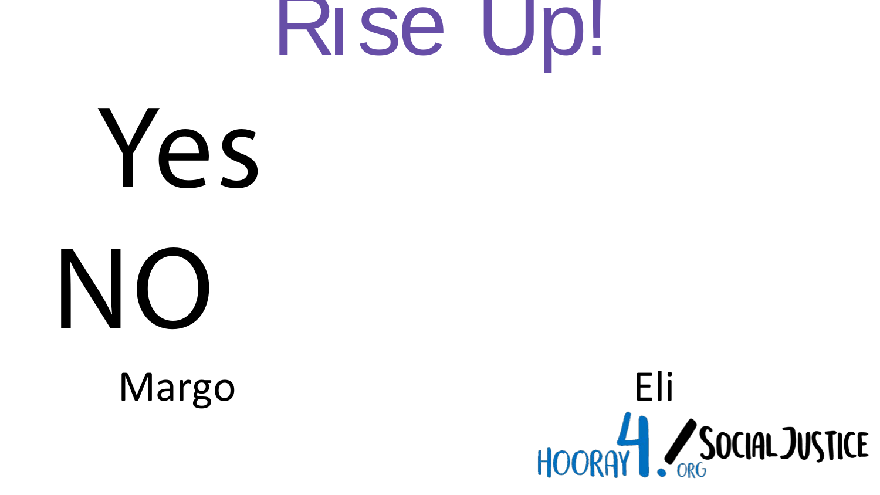# Rise Up!

Yes

NO

Margo

Eli

HOORAY4!.ORG SOCIAL JUSTICE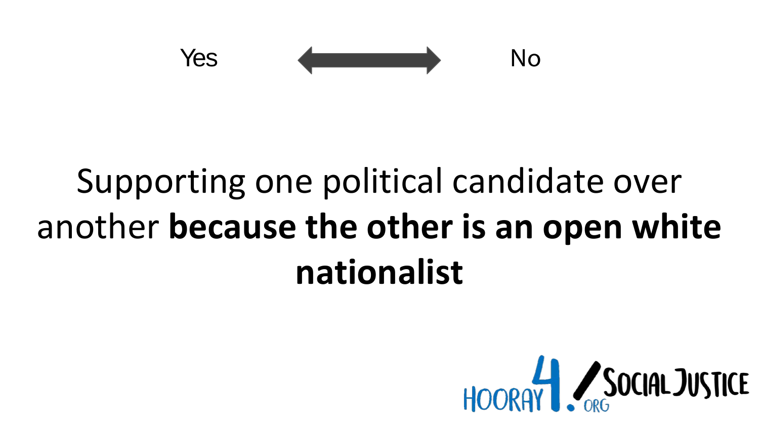Yes ⟷ No

Supporting one political candidate over another **because the other is an open white nationalist**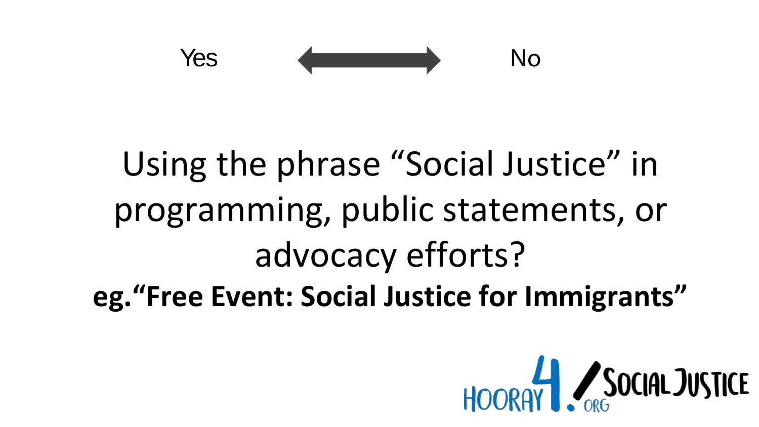Yes ⟷ No

Using the phrase "Social Justice" in programming, public statements, or advocacy efforts?

**eg."Free Event: Social Justice for Immigrants"**

HOORAY4.ORG/SOCIAL JUSTICE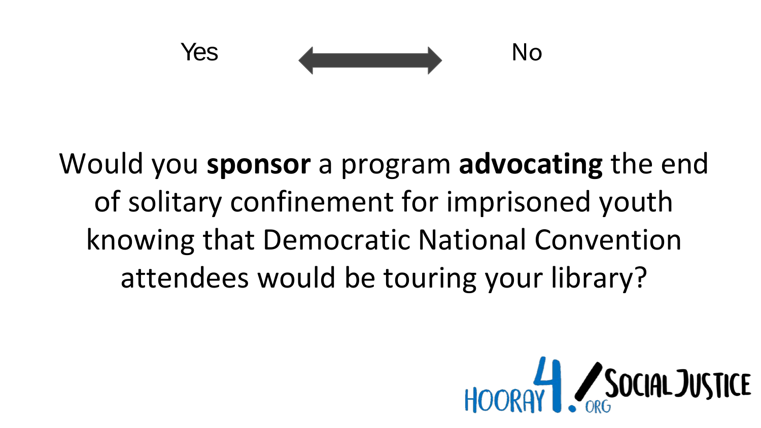Yes ⟷ No

Would you **sponsor** a program **advocating** the end of solitary confinement for imprisoned youth knowing that Democratic National Convention attendees would be touring your library?

HOORAY4.ORG/SOCIAL JUSTICE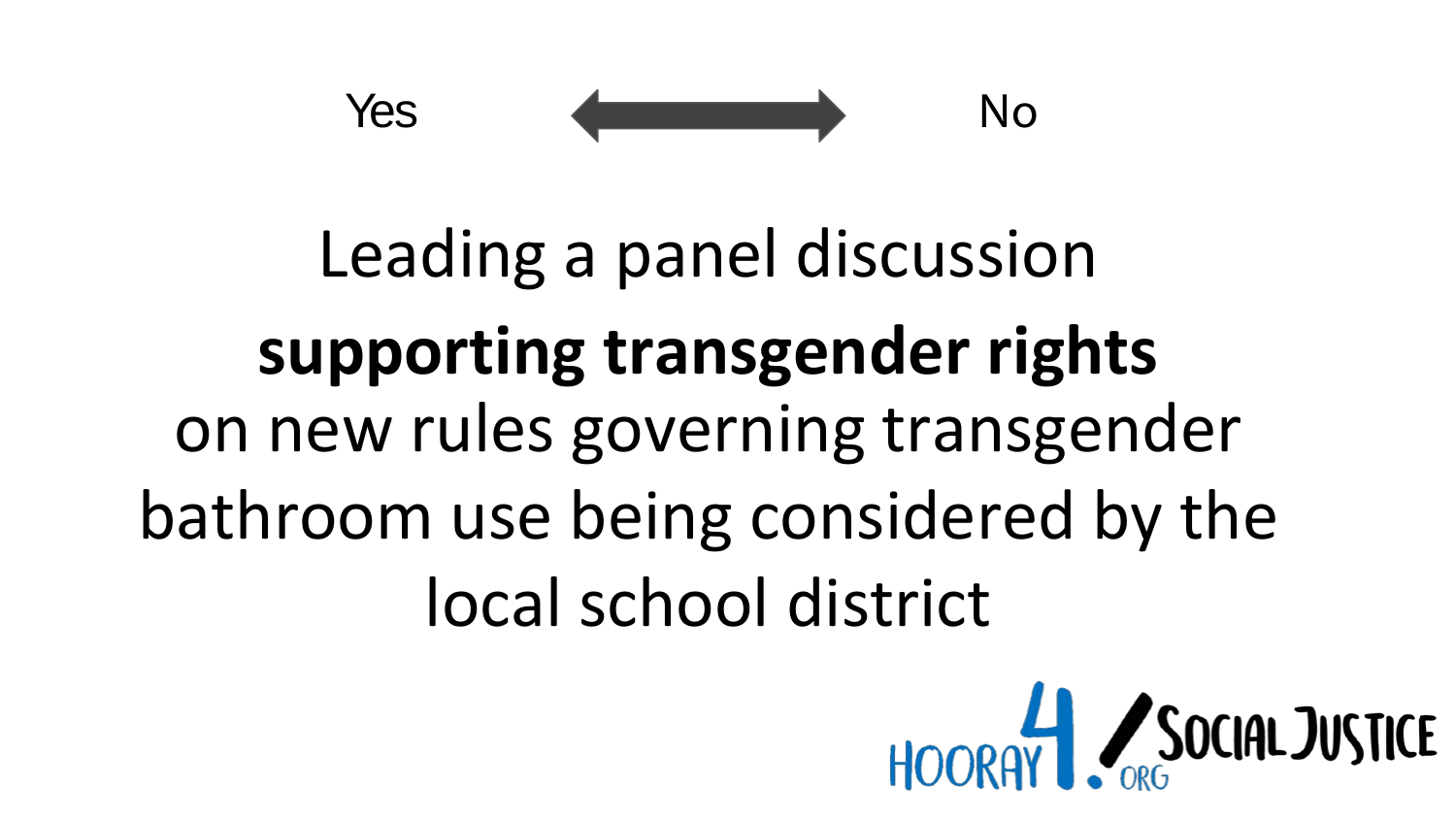Yes ⟷ No

Leading a panel discussion **supporting transgender rights** on new rules governing transgender bathroom use being considered by the local school district

HOORAY4.ORG / SOCIAL JUSTICE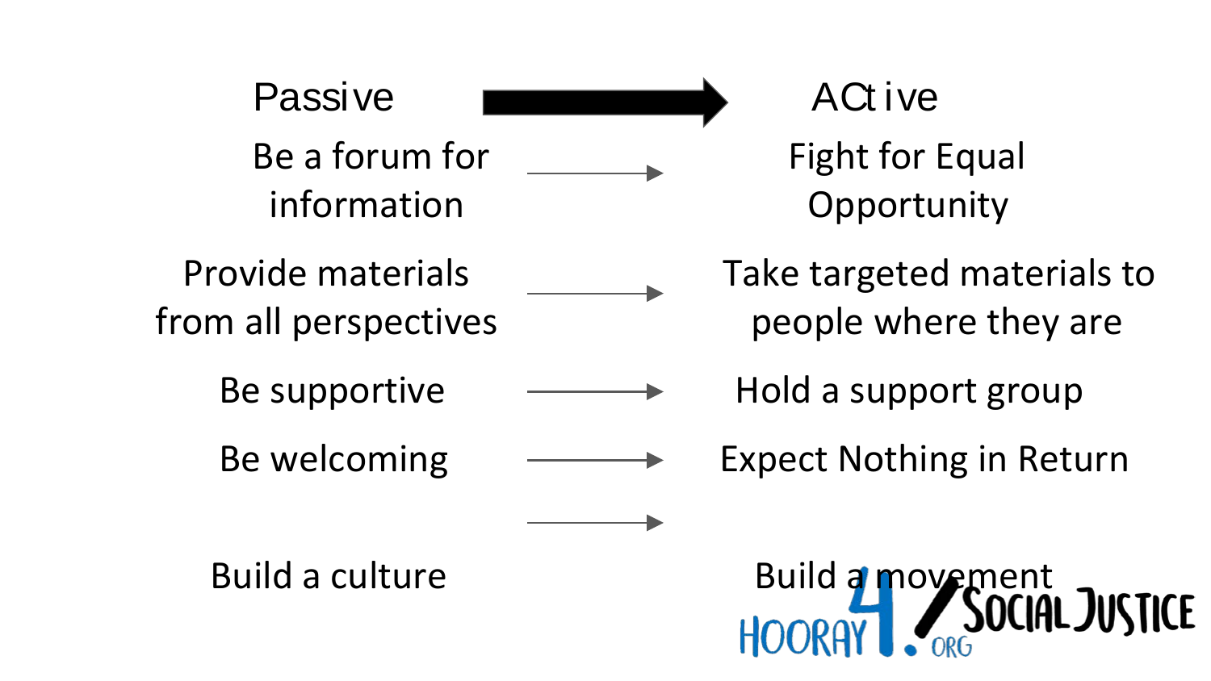| Passive | → | ACtive |
| --- | --- | --- |
| Be a forum for information | → | Fight for Equal Opportunity |
| Provide materials from all perspectives | → | Take targeted materials to people where they are |
| Be supportive | → | Hold a support group |
| Be welcoming | → | Expect Nothing in Return |
| | → | |
| Build a culture | | Build a movement |

HOORAY 4 SOCIAL JUSTICE .ORG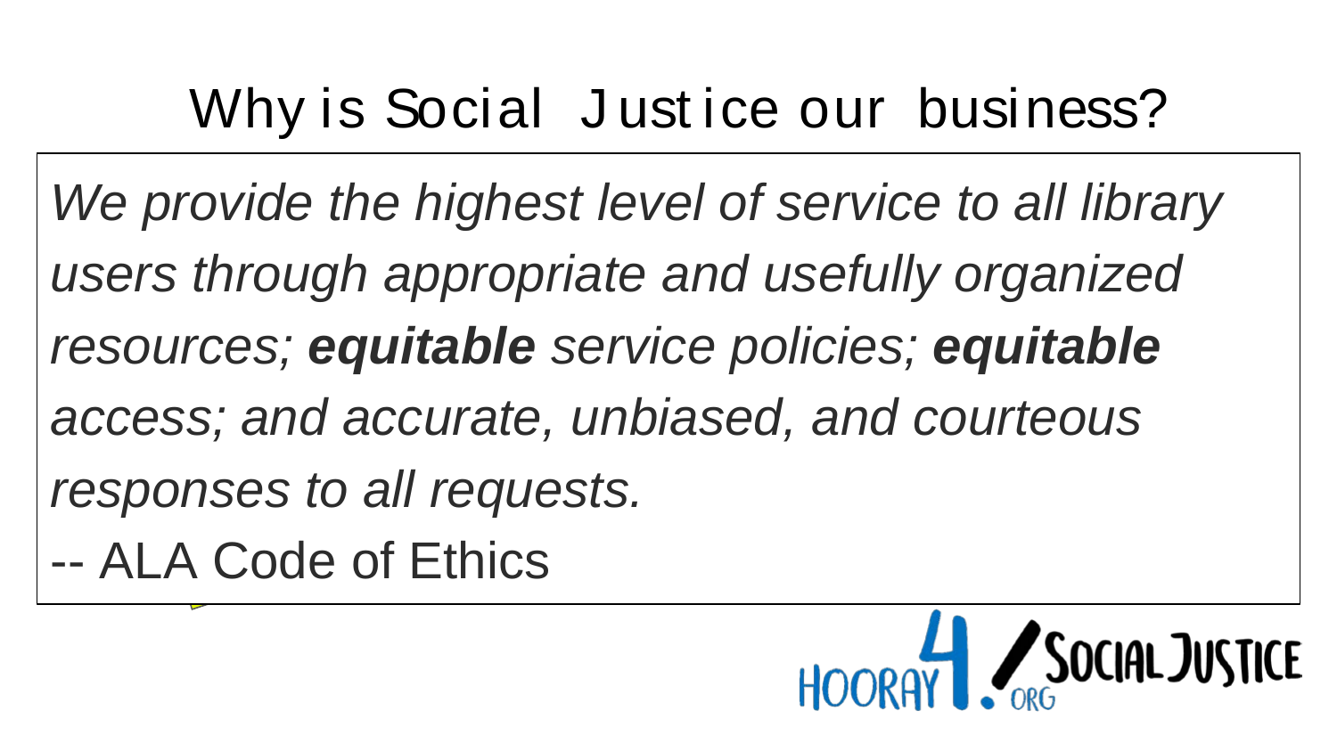# Why is Social Justice our business?

*We provide the highest level of service to all library users through appropriate and usefully organized resources;* ***equitable*** *service policies;* ***equitable*** *access; and accurate, unbiased, and courteous responses to all requests.*

-- ALA Code of Ethics

HOORAY4SOCIALJUSTICE.ORG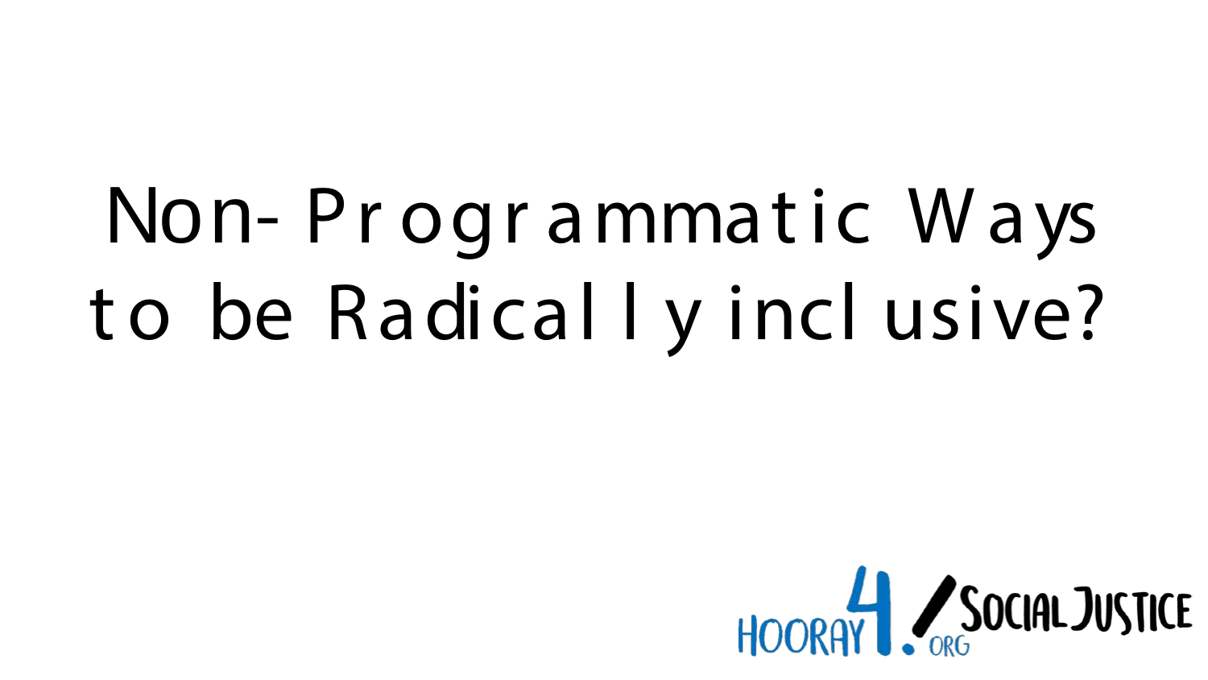# Non-Programmatic Ways to be Radically inclusive?

HOORAY4.ORG/SOCIAL JUSTICE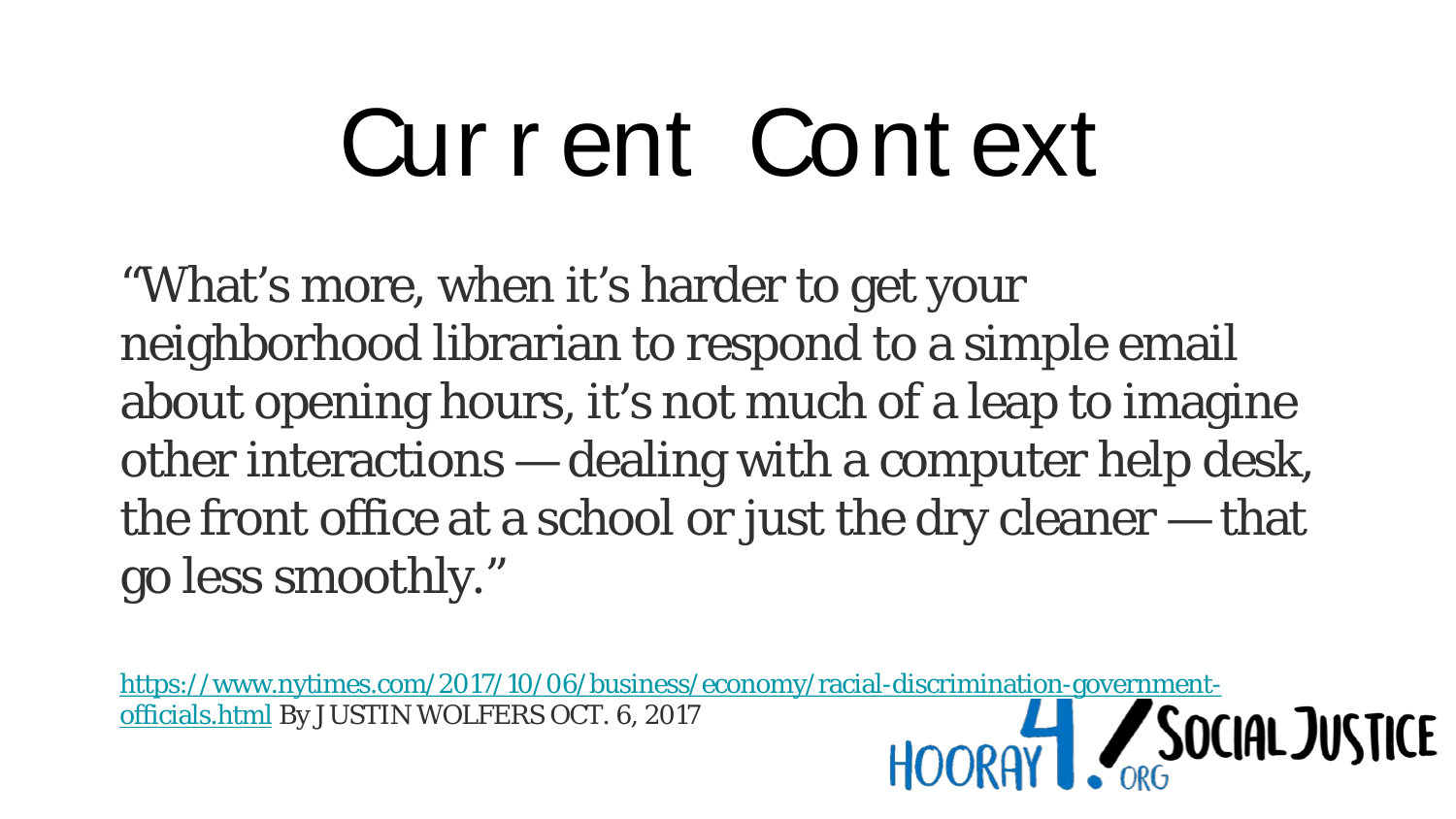# Current Context

"What's more, when it's harder to get your neighborhood librarian to respond to a simple email about opening hours, it's not much of a leap to imagine other interactions — dealing with a computer help desk, the front office at a school or just the dry cleaner — that go less smoothly."

[https://www.nytimes.com/2017/10/06/business/economy/racial-discrimination-government-officials.html](https://www.nytimes.com/2017/10/06/business/economy/racial-discrimination-government-officials.html) By JUSTIN WOLFERS OCT. 6, 2017

HOORAY 4 SOCIAL JUSTICE .ORG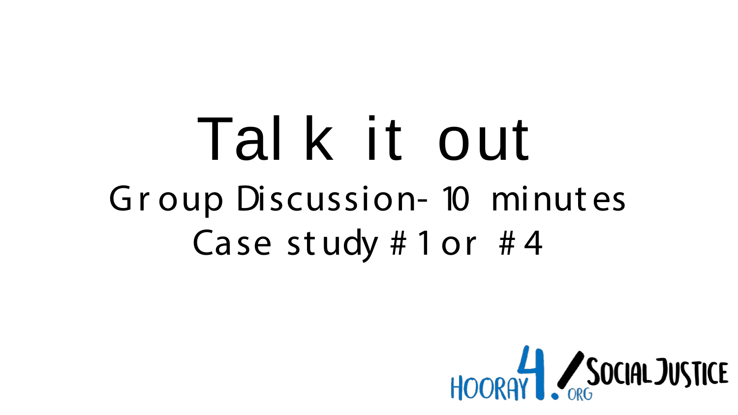# Talk it out

Group Discussion- 10 minutes

Case study #1 or #4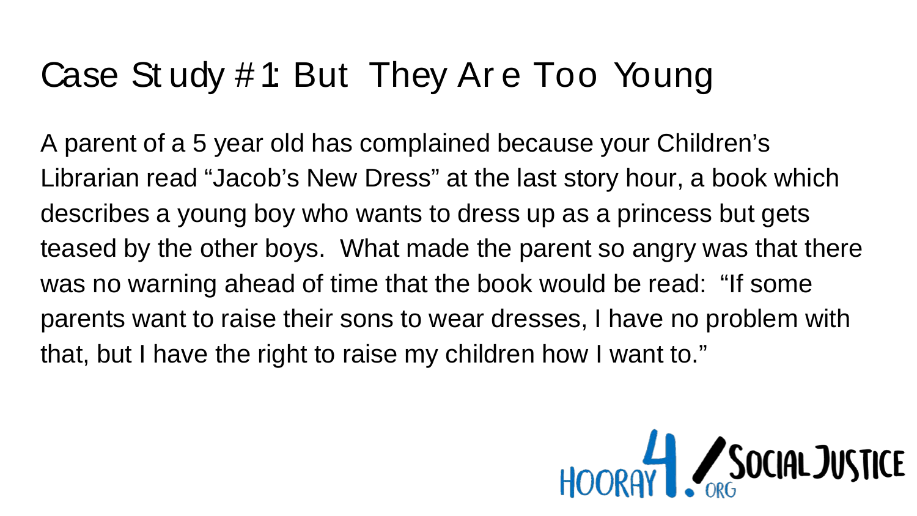# Case Study #1: But They Are Too Young

A parent of a 5 year old has complained because your Children's Librarian read "Jacob's New Dress" at the last story hour, a book which describes a young boy who wants to dress up as a princess but gets teased by the other boys. What made the parent so angry was that there was no warning ahead of time that the book would be read: "If some parents want to raise their sons to wear dresses, I have no problem with that, but I have the right to raise my children how I want to."

HOORAY4.ORG/SOCIAL JUSTICE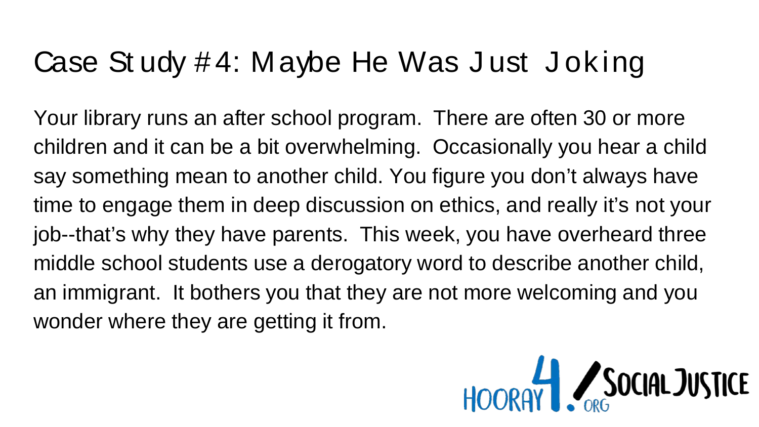# Case Study #4: Maybe He Was Just Joking

Your library runs an after school program. There are often 30 or more children and it can be a bit overwhelming. Occasionally you hear a child say something mean to another child. You figure you don't always have time to engage them in deep discussion on ethics, and really it's not your job--that's why they have parents. This week, you have overheard three middle school students use a derogatory word to describe another child, an immigrant. It bothers you that they are not more welcoming and you wonder where they are getting it from.

HOORAY4.ORG/SOCIAL JUSTICE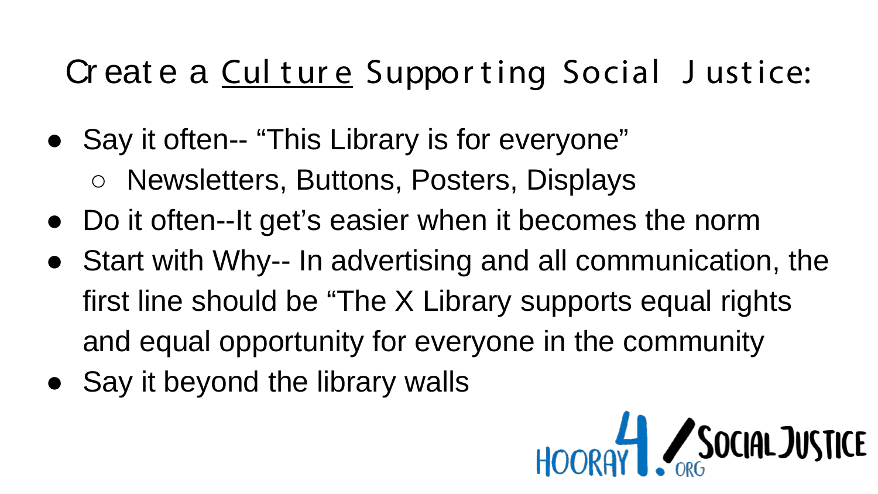# Create a <u>Culture</u> Supporting Social Justice:

- Say it often-- "This Library is for everyone"
  - Newsletters, Buttons, Posters, Displays
- Do it often--It get's easier when it becomes the norm
- Start with Why-- In advertising and all communication, the first line should be "The X Library supports equal rights and equal opportunity for everyone in the community
- Say it beyond the library walls

HOORAY4.ORG/SOCIAL JUSTICE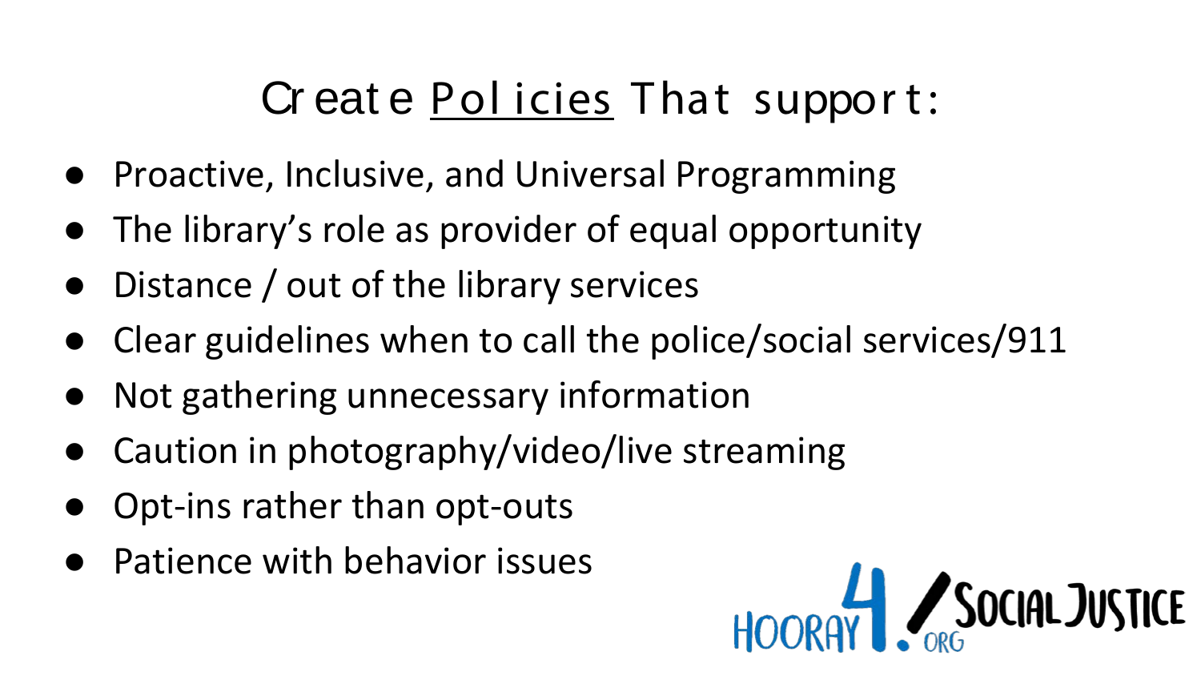# Create Policies That support:

- Proactive, Inclusive, and Universal Programming
- The library's role as provider of equal opportunity
- Distance / out of the library services
- Clear guidelines when to call the police/social services/911
- Not gathering unnecessary information
- Caution in photography/video/live streaming
- Opt-ins rather than opt-outs
- Patience with behavior issues

HOORAY4.ORG/SOCIAL JUSTICE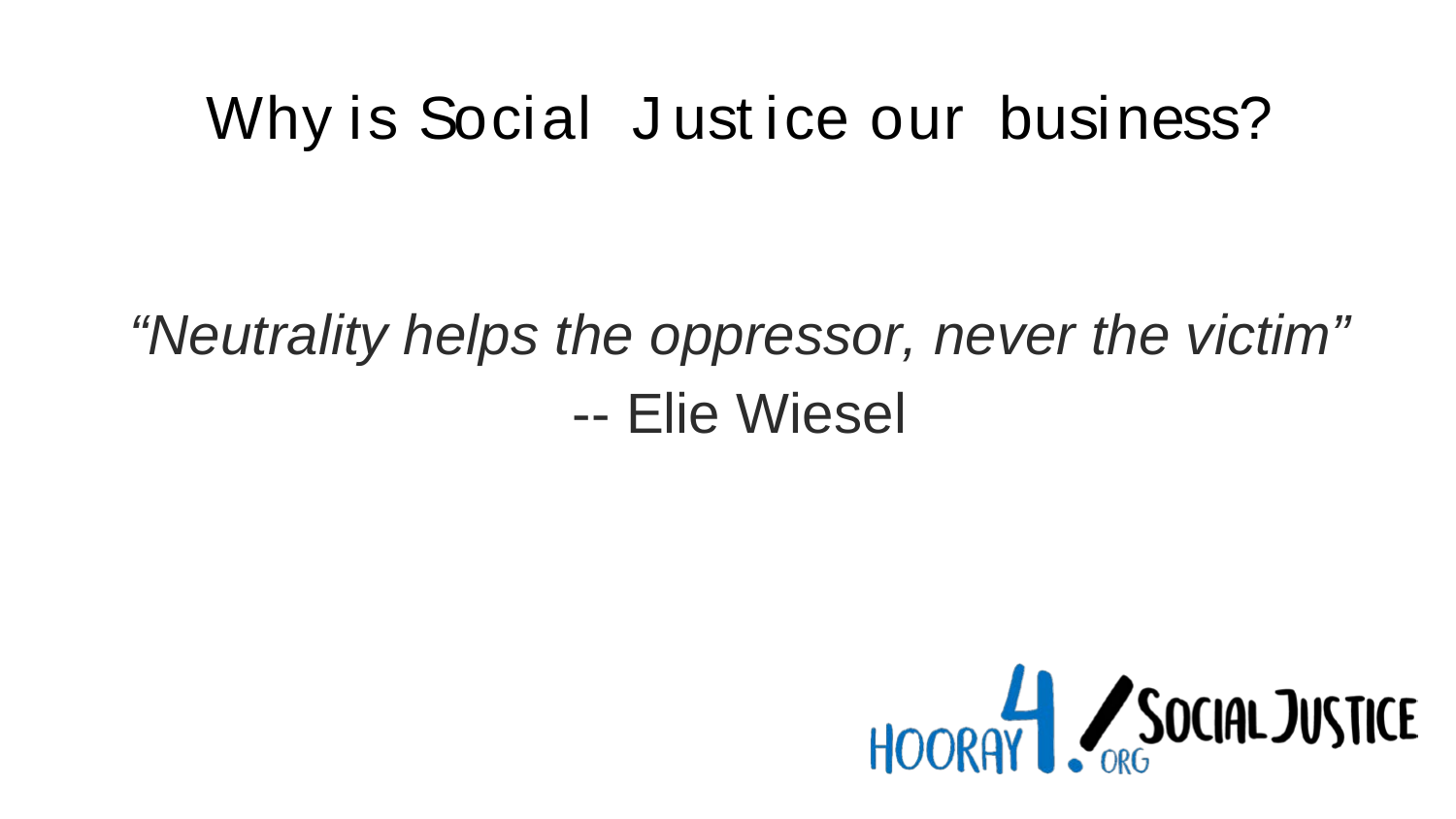# Why is Social Justice our business?

*"Neutrality helps the oppressor, never the victim"*

-- Elie Wiesel

HOORAY4.ORG/SOCIAL JUSTICE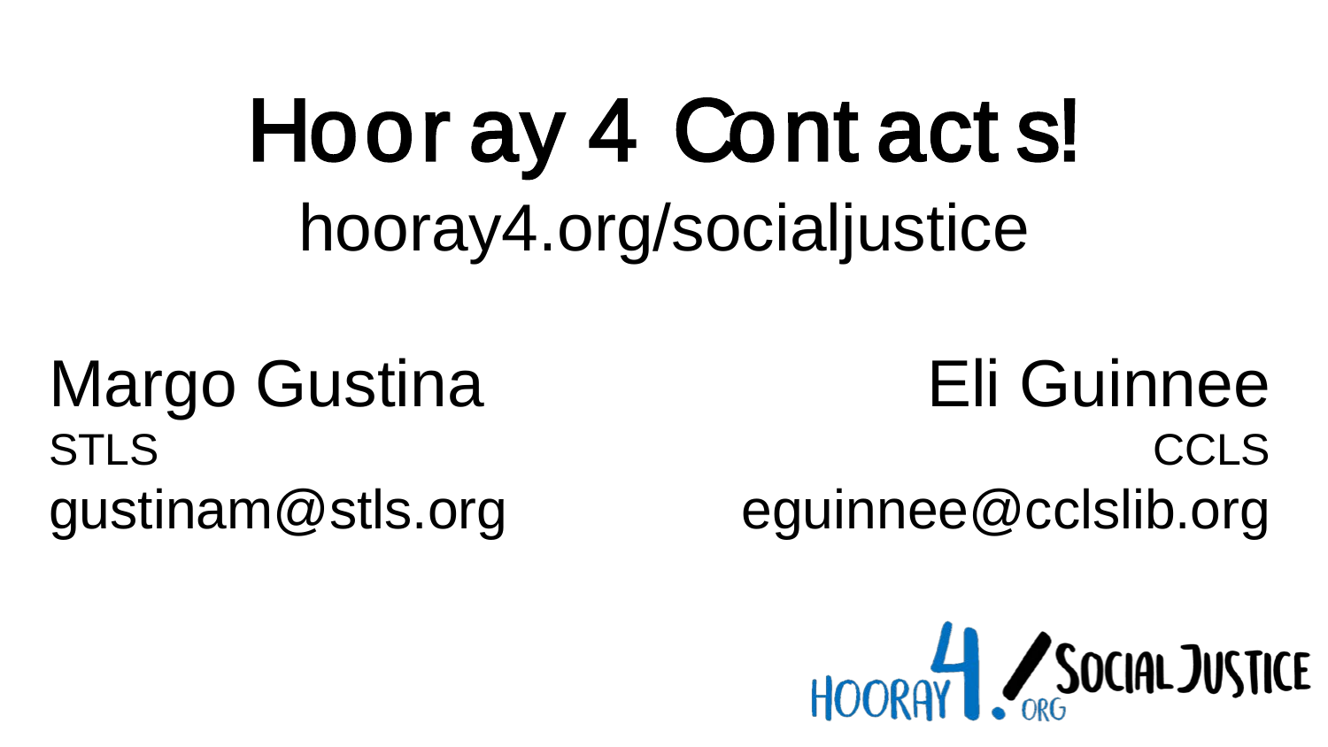# Hooray 4 Contacts!

hooray4.org/socialjustice

Margo Gustina
STLS
gustinam@stls.org

Eli Guinnee
CCLS
eguinnee@cclslib.org

HOORAY4.ORG/SOCIAL JUSTICE